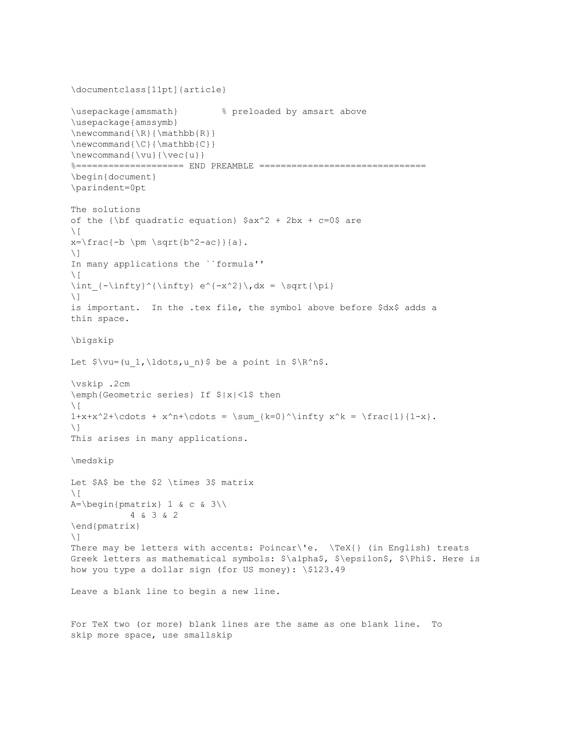```
\documentclass[11pt]{article}

\usepackage{amsmath}        % preloaded by amsart above
\usepackage{amssymb}
\newcommand{\R}{\mathbb{R}}
\newcommand{\C}{\mathbb{C}}
\newcommand{\vu}{\vec{u}}
%==================== END PREAMBLE ==============================
\begin{document}
\parindent=0pt

The solutions
of the {\bf quadratic equation} $ax^2 + 2bx + c=0$ are
\[
x=\frac{-b \pm \sqrt{b^2-ac}}{a}.
\]
In many applications the ``formula''
\[
\int_{-\infty}^{\infty} e^{-x^2}\,dx = \sqrt{\pi}
\]
is important.  In the .tex file, the symbol above before $dx$ adds a
thin space.

\bigskip

Let $\vu=(u_1,\ldots,u_n)$ be a point in $\R^n$.

\vskip .2cm
\emph{Geometric series} If $|x|<1$ then
\[
1+x+x^2+\cdots + x^n+\cdots = \sum_{k=0}^\infty x^k = \frac{1}{1-x}.
\]
This arises in many applications.

\medskip

Let $A$ be the $2 \times 3$ matrix
\[
A=\begin{pmatrix} 1 & c & 3\\
          4 & 3 & 2
\end{pmatrix}
\]
There may be letters with accents: Poincar\'e.  \TeX{} (in English) treats
Greek letters as mathematical symbols: $\alpha$, $\epsilon$, $\Phi$. Here is
how you type a dollar sign (for US money): \$123.49

Leave a blank line to begin a new line.


For TeX two (or more) blank lines are the same as one blank line.  To
skip more space, use smallskip
```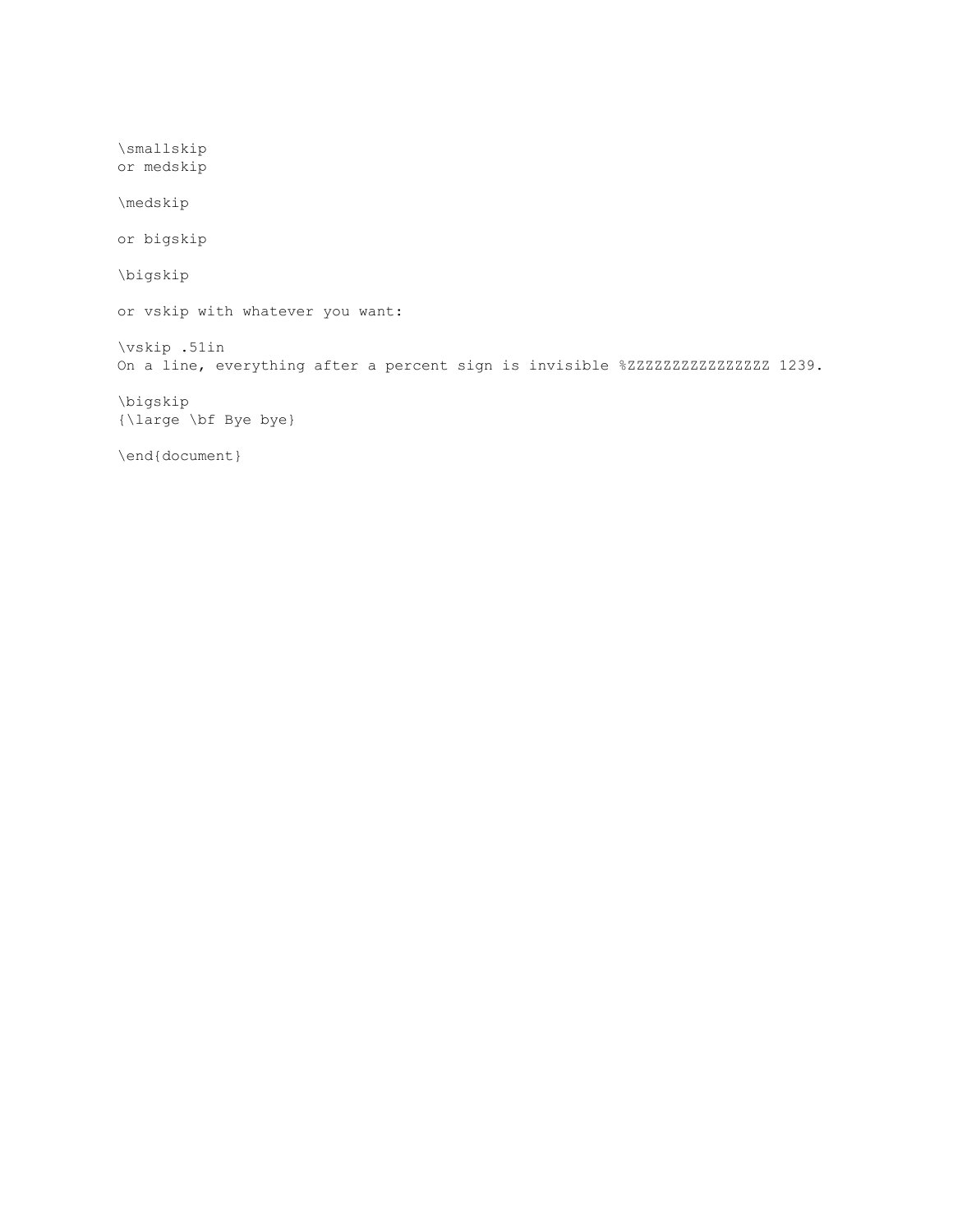```
\smallskip
or medskip

\medskip

or bigskip

\bigskip

or vskip with whatever you want:

\vskip .51in
On a line, everything after a percent sign is invisible %ZZZZZZZZZZZZZZZZ 1239.

\bigskip
{\large \bf Bye bye}

\end{document}
```